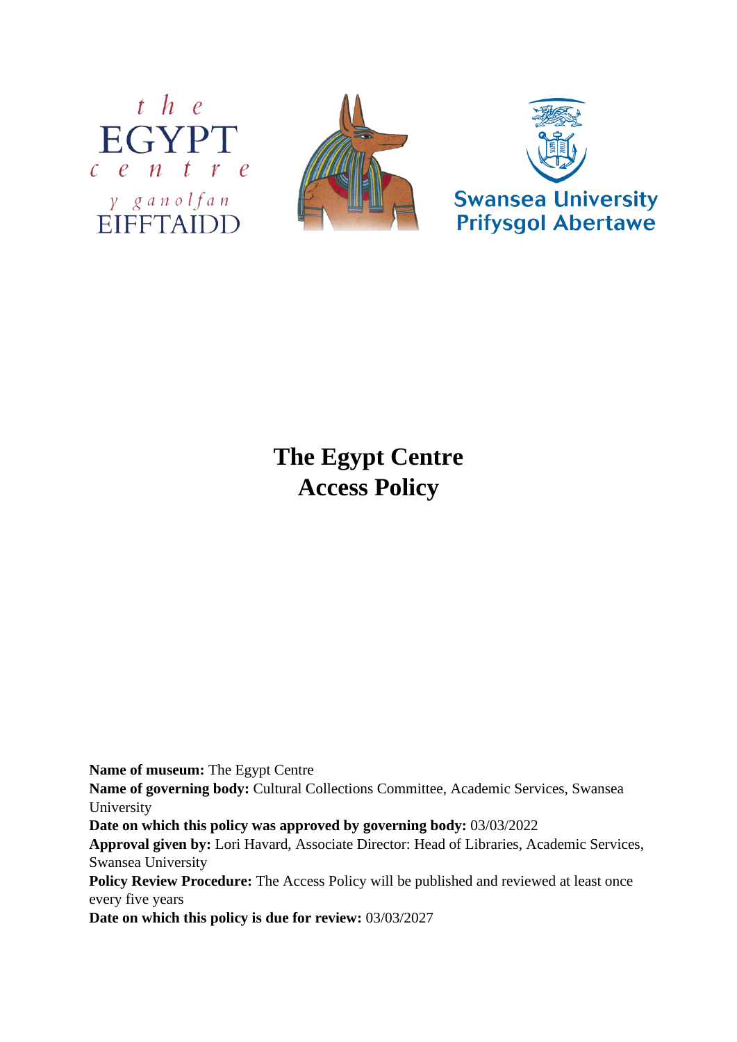# The Egypt Centre
# Access Policy

**Name of museum:** The Egypt Centre
**Name of governing body:** Cultural Collections Committee, Academic Services, Swansea University
**Date on which this policy was approved by governing body:** 03/03/2022
**Approval given by:** Lori Havard, Associate Director: Head of Libraries, Academic Services, Swansea University
**Policy Review Procedure:** The Access Policy will be published and reviewed at least once every five years
**Date on which this policy is due for review:** 03/03/2027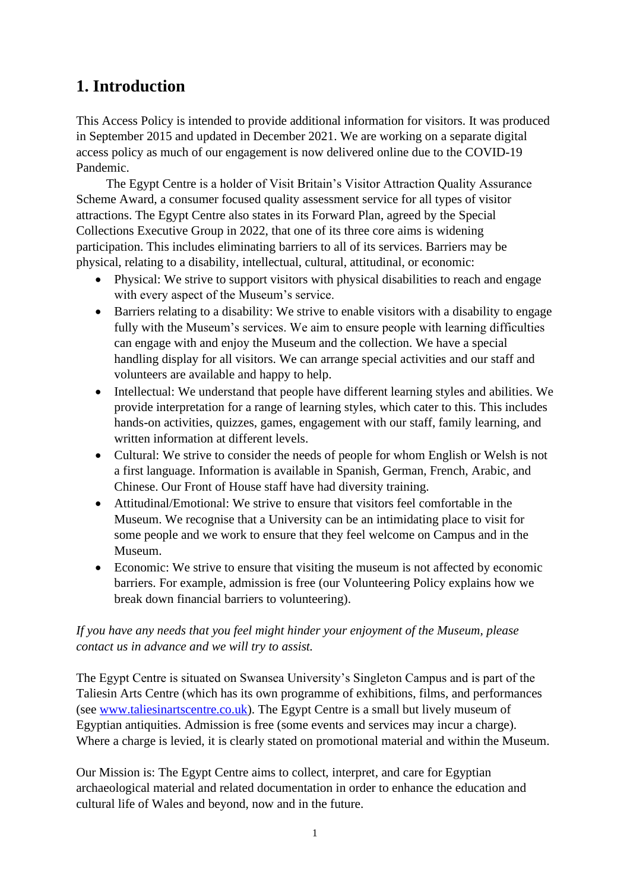# 1. Introduction

This Access Policy is intended to provide additional information for visitors. It was produced in September 2015 and updated in December 2021. We are working on a separate digital access policy as much of our engagement is now delivered online due to the COVID-19 Pandemic.

The Egypt Centre is a holder of Visit Britain's Visitor Attraction Quality Assurance Scheme Award, a consumer focused quality assessment service for all types of visitor attractions. The Egypt Centre also states in its Forward Plan, agreed by the Special Collections Executive Group in 2022, that one of its three core aims is widening participation. This includes eliminating barriers to all of its services. Barriers may be physical, relating to a disability, intellectual, cultural, attitudinal, or economic:

- Physical: We strive to support visitors with physical disabilities to reach and engage with every aspect of the Museum's service.
- Barriers relating to a disability: We strive to enable visitors with a disability to engage fully with the Museum's services. We aim to ensure people with learning difficulties can engage with and enjoy the Museum and the collection. We have a special handling display for all visitors. We can arrange special activities and our staff and volunteers are available and happy to help.
- Intellectual: We understand that people have different learning styles and abilities. We provide interpretation for a range of learning styles, which cater to this. This includes hands-on activities, quizzes, games, engagement with our staff, family learning, and written information at different levels.
- Cultural: We strive to consider the needs of people for whom English or Welsh is not a first language. Information is available in Spanish, German, French, Arabic, and Chinese. Our Front of House staff have had diversity training.
- Attitudinal/Emotional: We strive to ensure that visitors feel comfortable in the Museum. We recognise that a University can be an intimidating place to visit for some people and we work to ensure that they feel welcome on Campus and in the Museum.
- Economic: We strive to ensure that visiting the museum is not affected by economic barriers. For example, admission is free (our Volunteering Policy explains how we break down financial barriers to volunteering).

*If you have any needs that you feel might hinder your enjoyment of the Museum, please contact us in advance and we will try to assist.*

The Egypt Centre is situated on Swansea University's Singleton Campus and is part of the Taliesin Arts Centre (which has its own programme of exhibitions, films, and performances (see [www.taliesinartscentre.co.uk](http://www.taliesinartscentre.co.uk)). The Egypt Centre is a small but lively museum of Egyptian antiquities. Admission is free (some events and services may incur a charge). Where a charge is levied, it is clearly stated on promotional material and within the Museum.

Our Mission is: The Egypt Centre aims to collect, interpret, and care for Egyptian archaeological material and related documentation in order to enhance the education and cultural life of Wales and beyond, now and in the future.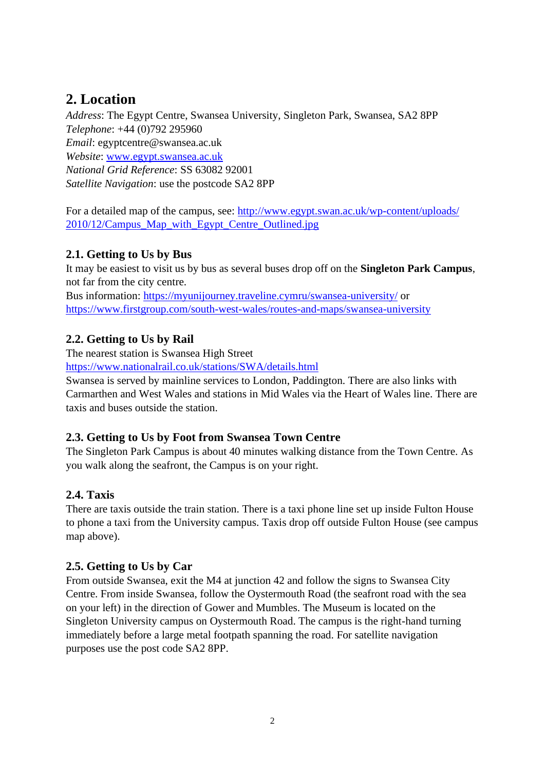## 2. Location

*Address*: The Egypt Centre, Swansea University, Singleton Park, Swansea, SA2 8PP
*Telephone*: +44 (0)792 295960
*Email*: egyptcentre@swansea.ac.uk
*Website*: [www.egypt.swansea.ac.uk](www.egypt.swansea.ac.uk)
*National Grid Reference*: SS 63082 92001
*Satellite Navigation*: use the postcode SA2 8PP

For a detailed map of the campus, see: [http://www.egypt.swan.ac.uk/wp-content/uploads/2010/12/Campus_Map_with_Egypt_Centre_Outlined.jpg](http://www.egypt.swan.ac.uk/wp-content/uploads/2010/12/Campus_Map_with_Egypt_Centre_Outlined.jpg)

### 2.1. Getting to Us by Bus

It may be easiest to visit us by bus as several buses drop off on the **Singleton Park Campus**, not far from the city centre.
Bus information: [https://myunijourney.traveline.cymru/swansea-university/](https://myunijourney.traveline.cymru/swansea-university/) or [https://www.firstgroup.com/south-west-wales/routes-and-maps/swansea-university](https://www.firstgroup.com/south-west-wales/routes-and-maps/swansea-university)

### 2.2. Getting to Us by Rail

The nearest station is Swansea High Street
[https://www.nationalrail.co.uk/stations/SWA/details.html](https://www.nationalrail.co.uk/stations/SWA/details.html)
Swansea is served by mainline services to London, Paddington. There are also links with Carmarthen and West Wales and stations in Mid Wales via the Heart of Wales line. There are taxis and buses outside the station.

### 2.3. Getting to Us by Foot from Swansea Town Centre

The Singleton Park Campus is about 40 minutes walking distance from the Town Centre. As you walk along the seafront, the Campus is on your right.

### 2.4. Taxis

There are taxis outside the train station. There is a taxi phone line set up inside Fulton House to phone a taxi from the University campus. Taxis drop off outside Fulton House (see campus map above).

### 2.5. Getting to Us by Car

From outside Swansea, exit the M4 at junction 42 and follow the signs to Swansea City Centre. From inside Swansea, follow the Oystermouth Road (the seafront road with the sea on your left) in the direction of Gower and Mumbles. The Museum is located on the Singleton University campus on Oystermouth Road. The campus is the right-hand turning immediately before a large metal footpath spanning the road. For satellite navigation purposes use the post code SA2 8PP.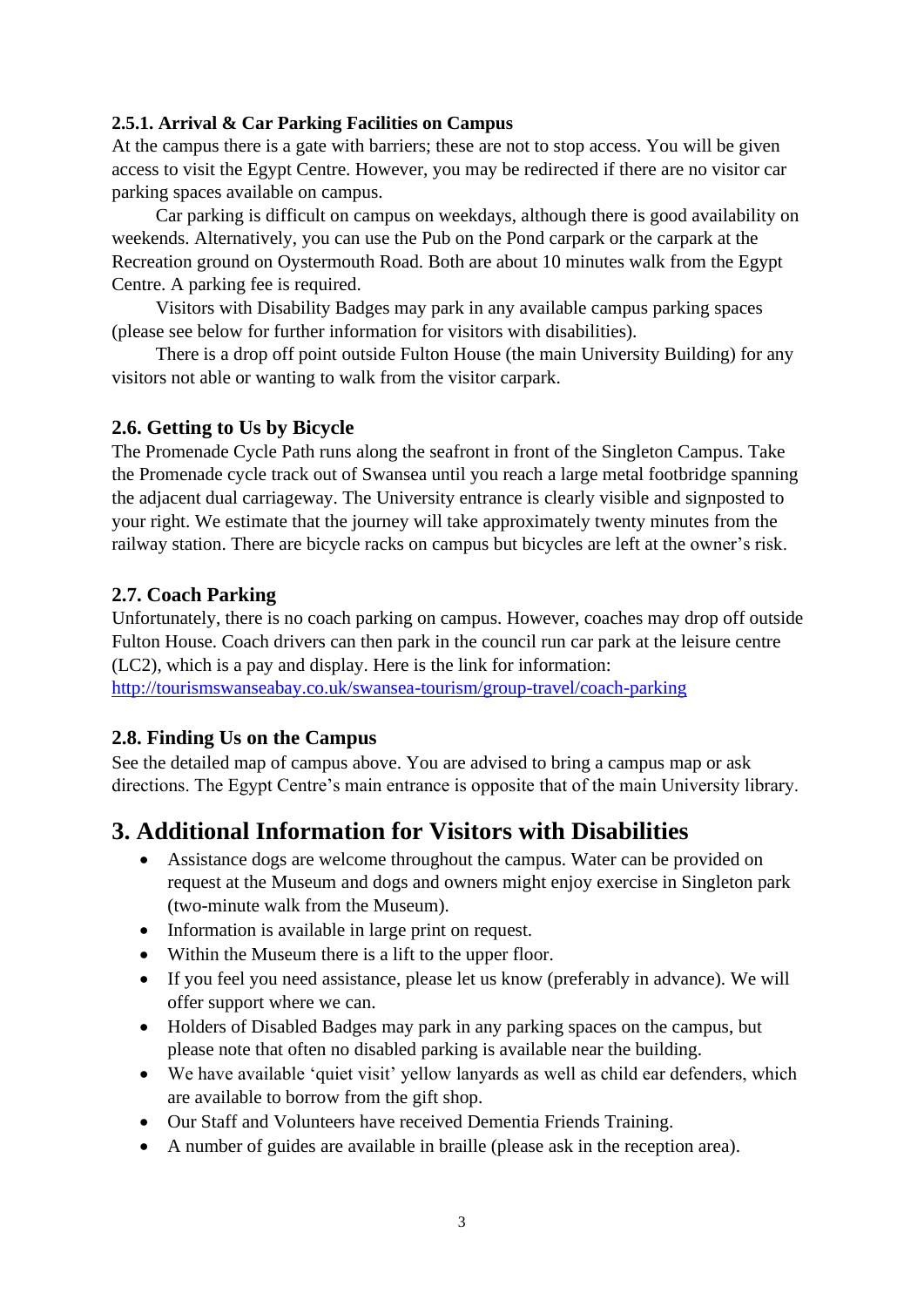#### 2.5.1. Arrival & Car Parking Facilities on Campus

At the campus there is a gate with barriers; these are not to stop access. You will be given access to visit the Egypt Centre. However, you may be redirected if there are no visitor car parking spaces available on campus.

Car parking is difficult on campus on weekdays, although there is good availability on weekends. Alternatively, you can use the Pub on the Pond carpark or the carpark at the Recreation ground on Oystermouth Road. Both are about 10 minutes walk from the Egypt Centre. A parking fee is required.

Visitors with Disability Badges may park in any available campus parking spaces (please see below for further information for visitors with disabilities).

There is a drop off point outside Fulton House (the main University Building) for any visitors not able or wanting to walk from the visitor carpark.

### 2.6. Getting to Us by Bicycle

The Promenade Cycle Path runs along the seafront in front of the Singleton Campus. Take the Promenade cycle track out of Swansea until you reach a large metal footbridge spanning the adjacent dual carriageway. The University entrance is clearly visible and signposted to your right. We estimate that the journey will take approximately twenty minutes from the railway station. There are bicycle racks on campus but bicycles are left at the owner's risk.

### 2.7. Coach Parking

Unfortunately, there is no coach parking on campus. However, coaches may drop off outside Fulton House. Coach drivers can then park in the council run car park at the leisure centre (LC2), which is a pay and display. Here is the link for information:
http://tourismswanseabay.co.uk/swansea-tourism/group-travel/coach-parking

### 2.8. Finding Us on the Campus

See the detailed map of campus above. You are advised to bring a campus map or ask directions. The Egypt Centre's main entrance is opposite that of the main University library.

## 3. Additional Information for Visitors with Disabilities

- Assistance dogs are welcome throughout the campus. Water can be provided on request at the Museum and dogs and owners might enjoy exercise in Singleton park (two-minute walk from the Museum).
- Information is available in large print on request.
- Within the Museum there is a lift to the upper floor.
- If you feel you need assistance, please let us know (preferably in advance). We will offer support where we can.
- Holders of Disabled Badges may park in any parking spaces on the campus, but please note that often no disabled parking is available near the building.
- We have available 'quiet visit' yellow lanyards as well as child ear defenders, which are available to borrow from the gift shop.
- Our Staff and Volunteers have received Dementia Friends Training.
- A number of guides are available in braille (please ask in the reception area).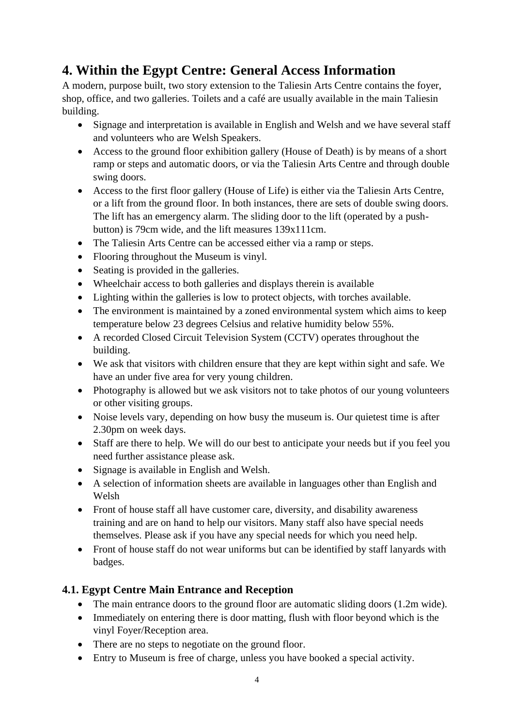## 4. Within the Egypt Centre: General Access Information

A modern, purpose built, two story extension to the Taliesin Arts Centre contains the foyer, shop, office, and two galleries. Toilets and a café are usually available in the main Taliesin building.

- Signage and interpretation is available in English and Welsh and we have several staff and volunteers who are Welsh Speakers.
- Access to the ground floor exhibition gallery (House of Death) is by means of a short ramp or steps and automatic doors, or via the Taliesin Arts Centre and through double swing doors.
- Access to the first floor gallery (House of Life) is either via the Taliesin Arts Centre, or a lift from the ground floor. In both instances, there are sets of double swing doors. The lift has an emergency alarm. The sliding door to the lift (operated by a push-button) is 79cm wide, and the lift measures 139x111cm.
- The Taliesin Arts Centre can be accessed either via a ramp or steps.
- Flooring throughout the Museum is vinyl.
- Seating is provided in the galleries.
- Wheelchair access to both galleries and displays therein is available
- Lighting within the galleries is low to protect objects, with torches available.
- The environment is maintained by a zoned environmental system which aims to keep temperature below 23 degrees Celsius and relative humidity below 55%.
- A recorded Closed Circuit Television System (CCTV) operates throughout the building.
- We ask that visitors with children ensure that they are kept within sight and safe. We have an under five area for very young children.
- Photography is allowed but we ask visitors not to take photos of our young volunteers or other visiting groups.
- Noise levels vary, depending on how busy the museum is. Our quietest time is after 2.30pm on week days.
- Staff are there to help. We will do our best to anticipate your needs but if you feel you need further assistance please ask.
- Signage is available in English and Welsh.
- A selection of information sheets are available in languages other than English and Welsh
- Front of house staff all have customer care, diversity, and disability awareness training and are on hand to help our visitors. Many staff also have special needs themselves. Please ask if you have any special needs for which you need help.
- Front of house staff do not wear uniforms but can be identified by staff lanyards with badges.

### 4.1. Egypt Centre Main Entrance and Reception

- The main entrance doors to the ground floor are automatic sliding doors (1.2m wide).
- Immediately on entering there is door matting, flush with floor beyond which is the vinyl Foyer/Reception area.
- There are no steps to negotiate on the ground floor.
- Entry to Museum is free of charge, unless you have booked a special activity.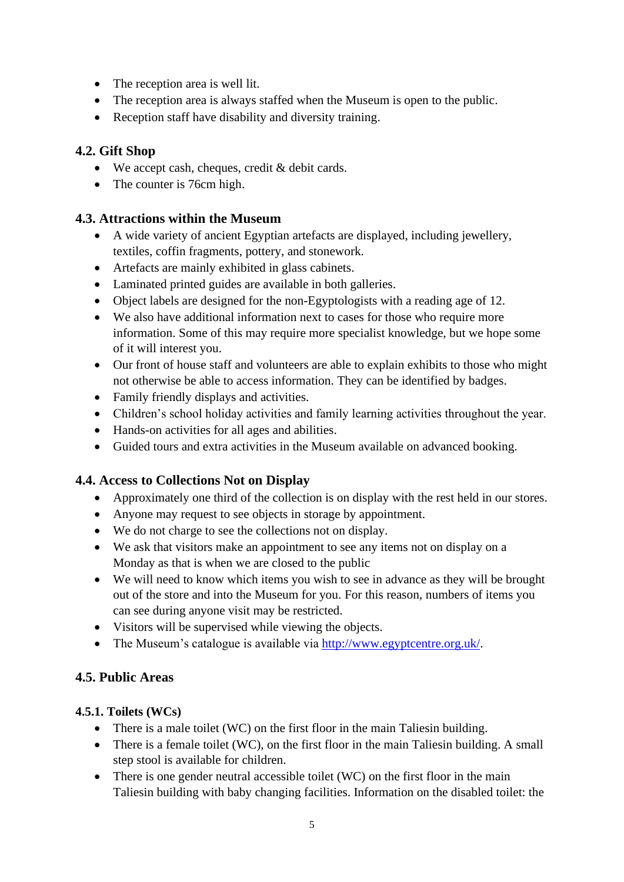- The reception area is well lit.
- The reception area is always staffed when the Museum is open to the public.
- Reception staff have disability and diversity training.

### 4.2. Gift Shop

- We accept cash, cheques, credit & debit cards.
- The counter is 76cm high.

### 4.3. Attractions within the Museum

- A wide variety of ancient Egyptian artefacts are displayed, including jewellery, textiles, coffin fragments, pottery, and stonework.
- Artefacts are mainly exhibited in glass cabinets.
- Laminated printed guides are available in both galleries.
- Object labels are designed for the non-Egyptologists with a reading age of 12.
- We also have additional information next to cases for those who require more information. Some of this may require more specialist knowledge, but we hope some of it will interest you.
- Our front of house staff and volunteers are able to explain exhibits to those who might not otherwise be able to access information. They can be identified by badges.
- Family friendly displays and activities.
- Children's school holiday activities and family learning activities throughout the year.
- Hands-on activities for all ages and abilities.
- Guided tours and extra activities in the Museum available on advanced booking.

### 4.4. Access to Collections Not on Display

- Approximately one third of the collection is on display with the rest held in our stores.
- Anyone may request to see objects in storage by appointment.
- We do not charge to see the collections not on display.
- We ask that visitors make an appointment to see any items not on display on a Monday as that is when we are closed to the public
- We will need to know which items you wish to see in advance as they will be brought out of the store and into the Museum for you. For this reason, numbers of items you can see during anyone visit may be restricted.
- Visitors will be supervised while viewing the objects.
- The Museum's catalogue is available via [http://www.egyptcentre.org.uk/](http://www.egyptcentre.org.uk/).

### 4.5. Public Areas

#### 4.5.1. Toilets (WCs)

- There is a male toilet (WC) on the first floor in the main Taliesin building.
- There is a female toilet (WC), on the first floor in the main Taliesin building. A small step stool is available for children.
- There is one gender neutral accessible toilet (WC) on the first floor in the main Taliesin building with baby changing facilities. Information on the disabled toilet: the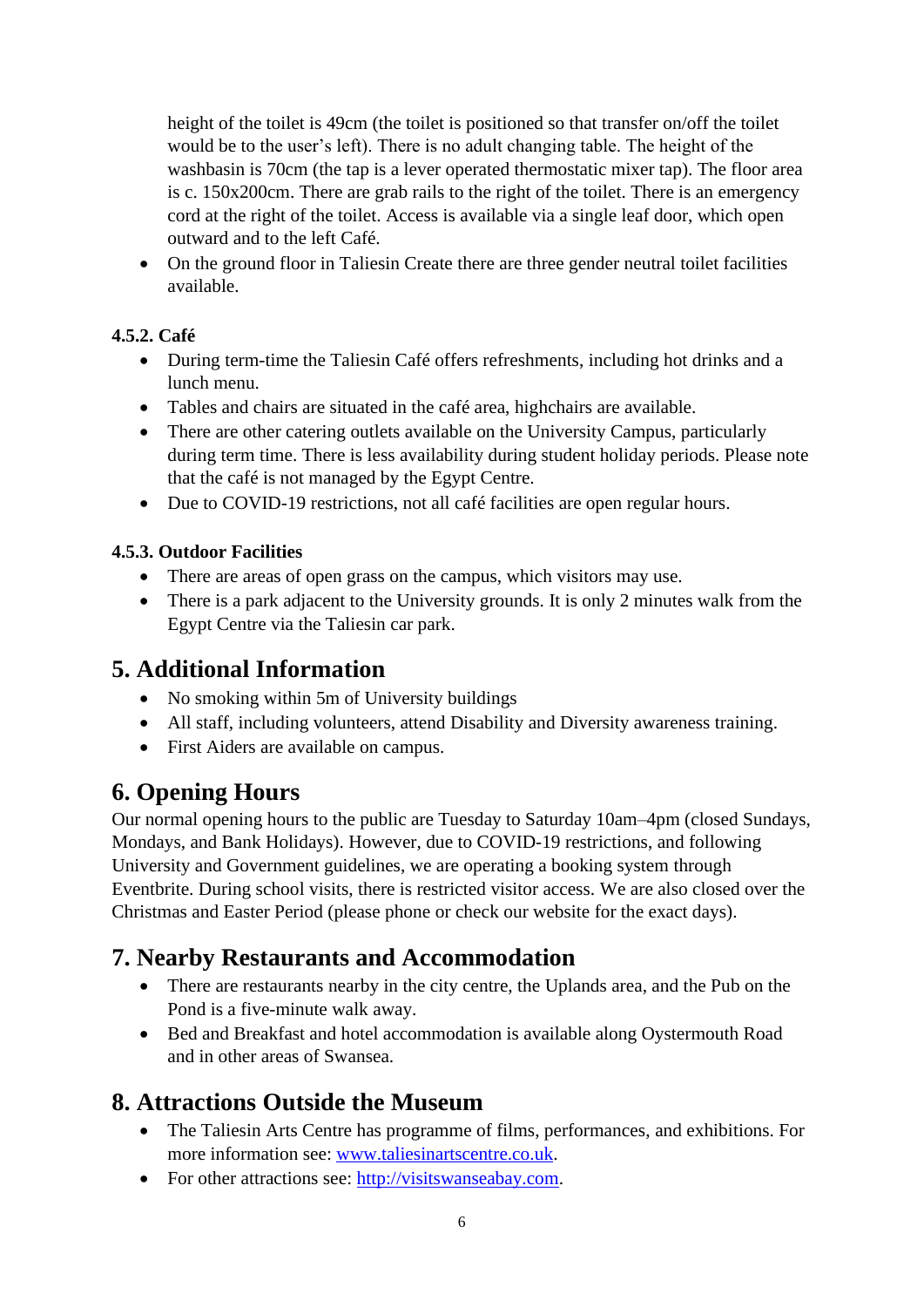height of the toilet is 49cm (the toilet is positioned so that transfer on/off the toilet would be to the user's left). There is no adult changing table. The height of the washbasin is 70cm (the tap is a lever operated thermostatic mixer tap). The floor area is c. 150x200cm. There are grab rails to the right of the toilet. There is an emergency cord at the right of the toilet. Access is available via a single leaf door, which open outward and to the left Café.

- On the ground floor in Taliesin Create there are three gender neutral toilet facilities available.

#### 4.5.2. Café

- During term-time the Taliesin Café offers refreshments, including hot drinks and a lunch menu.
- Tables and chairs are situated in the café area, highchairs are available.
- There are other catering outlets available on the University Campus, particularly during term time. There is less availability during student holiday periods. Please note that the café is not managed by the Egypt Centre.
- Due to COVID-19 restrictions, not all café facilities are open regular hours.

#### 4.5.3. Outdoor Facilities

- There are areas of open grass on the campus, which visitors may use.
- There is a park adjacent to the University grounds. It is only 2 minutes walk from the Egypt Centre via the Taliesin car park.

## 5. Additional Information

- No smoking within 5m of University buildings
- All staff, including volunteers, attend Disability and Diversity awareness training.
- First Aiders are available on campus.

## 6. Opening Hours

Our normal opening hours to the public are Tuesday to Saturday 10am–4pm (closed Sundays, Mondays, and Bank Holidays). However, due to COVID-19 restrictions, and following University and Government guidelines, we are operating a booking system through Eventbrite. During school visits, there is restricted visitor access. We are also closed over the Christmas and Easter Period (please phone or check our website for the exact days).

## 7. Nearby Restaurants and Accommodation

- There are restaurants nearby in the city centre, the Uplands area, and the Pub on the Pond is a five-minute walk away.
- Bed and Breakfast and hotel accommodation is available along Oystermouth Road and in other areas of Swansea.

## 8. Attractions Outside the Museum

- The Taliesin Arts Centre has programme of films, performances, and exhibitions. For more information see: [www.taliesinartscentre.co.uk](www.taliesinartscentre.co.uk).
- For other attractions see: [http://visitswanseabay.com](http://visitswanseabay.com).